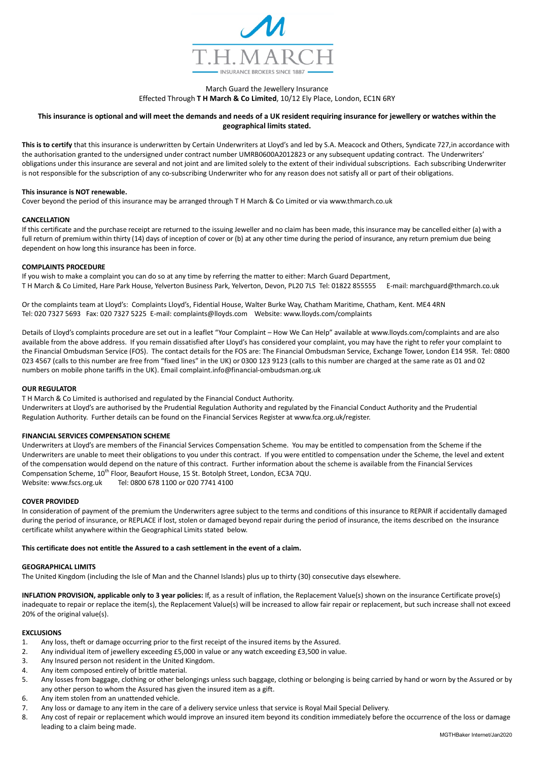T.H. MARCH

INSURANCE BROKERS SINCE 1887

March Guard the Jewellery Insurance
Effected Through **T H March & Co Limited**, 10/12 Ely Place, London, EC1N 6RY

**This insurance is optional and will meet the demands and needs of a UK resident requiring insurance for jewellery or watches within the geographical limits stated.**

**This is to certify** that this insurance is underwritten by Certain Underwriters at Lloyd's and led by S.A. Meacock and Others, Syndicate 727,in accordance with the authorisation granted to the undersigned under contract number UMRB0600A2012823 or any subsequent updating contract. The Underwriters' obligations under this insurance are several and not joint and are limited solely to the extent of their individual subscriptions. Each subscribing Underwriter is not responsible for the subscription of any co-subscribing Underwriter who for any reason does not satisfy all or part of their obligations.

**This insurance is NOT renewable.**
Cover beyond the period of this insurance may be arranged through T H March & Co Limited or via www.thmarch.co.uk

**CANCELLATION**
If this certificate and the purchase receipt are returned to the issuing Jeweller and no claim has been made, this insurance may be cancelled either (a) with a full return of premium within thirty (14) days of inception of cover or (b) at any other time during the period of insurance, any return premium due being dependent on how long this insurance has been in force.

**COMPLAINTS PROCEDURE**
If you wish to make a complaint you can do so at any time by referring the matter to either: March Guard Department,
T H March & Co Limited, Hare Park House, Yelverton Business Park, Yelverton, Devon, PL20 7LS Tel: 01822 855555 E-mail: marchguard@thmarch.co.uk

Or the complaints team at Lloyd's: Complaints Lloyd's, Fidential House, Walter Burke Way, Chatham Maritime, Chatham, Kent. ME4 4RN
Tel: 020 7327 5693 Fax: 020 7327 5225 E-mail: complaints@lloyds.com Website: www.lloyds.com/complaints

Details of Lloyd's complaints procedure are set out in a leaflet "Your Complaint – How We Can Help" available at www.lloyds.com/complaints and are also available from the above address. If you remain dissatisfied after Lloyd's has considered your complaint, you may have the right to refer your complaint to the Financial Ombudsman Service (FOS). The contact details for the FOS are: The Financial Ombudsman Service, Exchange Tower, London E14 9SR. Tel: 0800 023 4567 (calls to this number are free from "fixed lines" in the UK) or 0300 123 9123 (calls to this number are charged at the same rate as 01 and 02 numbers on mobile phone tariffs in the UK). Email complaint.info@financial-ombudsman.org.uk

**OUR REGULATOR**
T H March & Co Limited is authorised and regulated by the Financial Conduct Authority.
Underwriters at Lloyd's are authorised by the Prudential Regulation Authority and regulated by the Financial Conduct Authority and the Prudential Regulation Authority. Further details can be found on the Financial Services Register at www.fca.org.uk/register.

**FINANCIAL SERVICES COMPENSATION SCHEME**
Underwriters at Lloyd's are members of the Financial Services Compensation Scheme. You may be entitled to compensation from the Scheme if the Underwriters are unable to meet their obligations to you under this contract. If you were entitled to compensation under the Scheme, the level and extent of the compensation would depend on the nature of this contract. Further information about the scheme is available from the Financial Services Compensation Scheme, 10th Floor, Beaufort House, 15 St. Botolph Street, London, EC3A 7QU.
Website: www.fscs.org.uk Tel: 0800 678 1100 or 020 7741 4100

**COVER PROVIDED**
In consideration of payment of the premium the Underwriters agree subject to the terms and conditions of this insurance to REPAIR if accidentally damaged during the period of insurance, or REPLACE if lost, stolen or damaged beyond repair during the period of insurance, the items described on the insurance certificate whilst anywhere within the Geographical Limits stated below.

**This certificate does not entitle the Assured to a cash settlement in the event of a claim.**

**GEOGRAPHICAL LIMITS**
The United Kingdom (including the Isle of Man and the Channel Islands) plus up to thirty (30) consecutive days elsewhere.

**INFLATION PROVISION, applicable only to 3 year policies:** If, as a result of inflation, the Replacement Value(s) shown on the insurance Certificate prove(s) inadequate to repair or replace the item(s), the Replacement Value(s) will be increased to allow fair repair or replacement, but such increase shall not exceed 20% of the original value(s).

**EXCLUSIONS**

1. Any loss, theft or damage occurring prior to the first receipt of the insured items by the Assured.
2. Any individual item of jewellery exceeding £5,000 in value or any watch exceeding £3,500 in value.
3. Any Insured person not resident in the United Kingdom.
4. Any item composed entirely of brittle material.
5. Any losses from baggage, clothing or other belongings unless such baggage, clothing or belonging is being carried by hand or worn by the Assured or by any other person to whom the Assured has given the insured item as a gift.
6. Any item stolen from an unattended vehicle.
7. Any loss or damage to any item in the care of a delivery service unless that service is Royal Mail Special Delivery.
8. Any cost of repair or replacement which would improve an insured item beyond its condition immediately before the occurrence of the loss or damage leading to a claim being made.

MGTHBaker Internet/Jan2020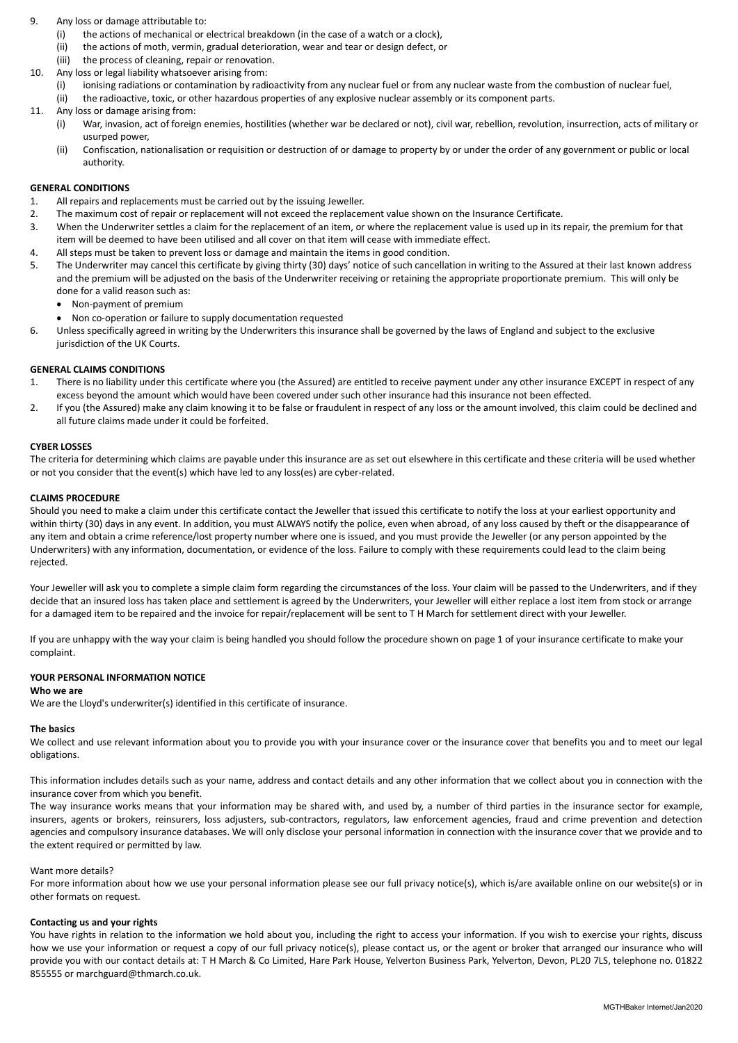9. Any loss or damage attributable to:
   (i) the actions of mechanical or electrical breakdown (in the case of a watch or a clock),
   (ii) the actions of moth, vermin, gradual deterioration, wear and tear or design defect, or
   (iii) the process of cleaning, repair or renovation.
10. Any loss or legal liability whatsoever arising from:
   (i) ionising radiations or contamination by radioactivity from any nuclear fuel or from any nuclear waste from the combustion of nuclear fuel,
   (ii) the radioactive, toxic, or other hazardous properties of any explosive nuclear assembly or its component parts.
11. Any loss or damage arising from:
   (i) War, invasion, act of foreign enemies, hostilities (whether war be declared or not), civil war, rebellion, revolution, insurrection, acts of military or usurped power,
   (ii) Confiscation, nationalisation or requisition or destruction of or damage to property by or under the order of any government or public or local authority.

**GENERAL CONDITIONS**

1. All repairs and replacements must be carried out by the issuing Jeweller.
2. The maximum cost of repair or replacement will not exceed the replacement value shown on the Insurance Certificate.
3. When the Underwriter settles a claim for the replacement of an item, or where the replacement value is used up in its repair, the premium for that item will be deemed to have been utilised and all cover on that item will cease with immediate effect.
4. All steps must be taken to prevent loss or damage and maintain the items in good condition.
5. The Underwriter may cancel this certificate by giving thirty (30) days' notice of such cancellation in writing to the Assured at their last known address and the premium will be adjusted on the basis of the Underwriter receiving or retaining the appropriate proportionate premium. This will only be done for a valid reason such as:
   - Non-payment of premium
   - Non co-operation or failure to supply documentation requested
6. Unless specifically agreed in writing by the Underwriters this insurance shall be governed by the laws of England and subject to the exclusive jurisdiction of the UK Courts.

**GENERAL CLAIMS CONDITIONS**

1. There is no liability under this certificate where you (the Assured) are entitled to receive payment under any other insurance EXCEPT in respect of any excess beyond the amount which would have been covered under such other insurance had this insurance not been effected.
2. If you (the Assured) make any claim knowing it to be false or fraudulent in respect of any loss or the amount involved, this claim could be declined and all future claims made under it could be forfeited.

**CYBER LOSSES**

The criteria for determining which claims are payable under this insurance are as set out elsewhere in this certificate and these criteria will be used whether or not you consider that the event(s) which have led to any loss(es) are cyber-related.

**CLAIMS PROCEDURE**

Should you need to make a claim under this certificate contact the Jeweller that issued this certificate to notify the loss at your earliest opportunity and within thirty (30) days in any event. In addition, you must ALWAYS notify the police, even when abroad, of any loss caused by theft or the disappearance of any item and obtain a crime reference/lost property number where one is issued, and you must provide the Jeweller (or any person appointed by the Underwriters) with any information, documentation, or evidence of the loss. Failure to comply with these requirements could lead to the claim being rejected.

Your Jeweller will ask you to complete a simple claim form regarding the circumstances of the loss. Your claim will be passed to the Underwriters, and if they decide that an insured loss has taken place and settlement is agreed by the Underwriters, your Jeweller will either replace a lost item from stock or arrange for a damaged item to be repaired and the invoice for repair/replacement will be sent to T H March for settlement direct with your Jeweller.

If you are unhappy with the way your claim is being handled you should follow the procedure shown on page 1 of your insurance certificate to make your complaint.

**YOUR PERSONAL INFORMATION NOTICE**

**Who we are**

We are the Lloyd's underwriter(s) identified in this certificate of insurance.

**The basics**

We collect and use relevant information about you to provide you with your insurance cover or the insurance cover that benefits you and to meet our legal obligations.

This information includes details such as your name, address and contact details and any other information that we collect about you in connection with the insurance cover from which you benefit.

The way insurance works means that your information may be shared with, and used by, a number of third parties in the insurance sector for example, insurers, agents or brokers, reinsurers, loss adjusters, sub-contractors, regulators, law enforcement agencies, fraud and crime prevention and detection agencies and compulsory insurance databases. We will only disclose your personal information in connection with the insurance cover that we provide and to the extent required or permitted by law.

Want more details?

For more information about how we use your personal information please see our full privacy notice(s), which is/are available online on our website(s) or in other formats on request.

**Contacting us and your rights**

You have rights in relation to the information we hold about you, including the right to access your information. If you wish to exercise your rights, discuss how we use your information or request a copy of our full privacy notice(s), please contact us, or the agent or broker that arranged our insurance who will provide you with our contact details at: T H March & Co Limited, Hare Park House, Yelverton Business Park, Yelverton, Devon, PL20 7LS, telephone no. 01822 855555 or marchguard@thmarch.co.uk.

MGTHBaker Internet/Jan2020